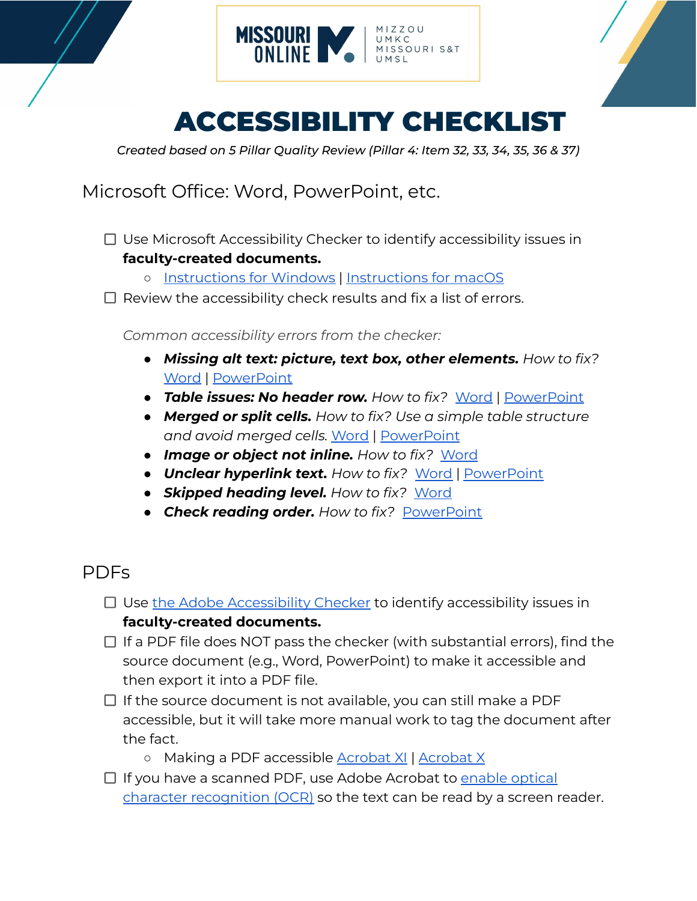# ACCESSIBILITY CHECKLIST

*Created based on 5 Pillar Quality Review (Pillar 4: Item 32, 33, 34, 35, 36 & 37)*

## Microsoft Office: Word, PowerPoint, etc.

- ☐ Use Microsoft Accessibility Checker to identify accessibility issues in **faculty-created documents.**
  - Instructions for Windows | Instructions for macOS
- ☐ Review the accessibility check results and fix a list of errors.

  *Common accessibility errors from the checker:*

  - ***Missing alt text: picture, text box, other elements.*** *How to fix?* Word | PowerPoint
  - ***Table issues: No header row.*** *How to fix?* Word | PowerPoint
  - ***Merged or split cells.*** *How to fix? Use a simple table structure and avoid merged cells.* Word | PowerPoint
  - ***Image or object not inline.*** *How to fix?* Word
  - ***Unclear hyperlink text.*** *How to fix?* Word | PowerPoint
  - ***Skipped heading level.*** *How to fix?* Word
  - ***Check reading order.*** *How to fix?* PowerPoint

## PDFs

- ☐ Use the Adobe Accessibility Checker to identify accessibility issues in **faculty-created documents.**
- ☐ If a PDF file does NOT pass the checker (with substantial errors), find the source document (e.g., Word, PowerPoint) to make it accessible and then export it into a PDF file.
- ☐ If the source document is not available, you can still make a PDF accessible, but it will take more manual work to tag the document after the fact.
  - Making a PDF accessible Acrobat XI | Acrobat X
- ☐ If you have a scanned PDF, use Adobe Acrobat to enable optical character recognition (OCR) so the text can be read by a screen reader.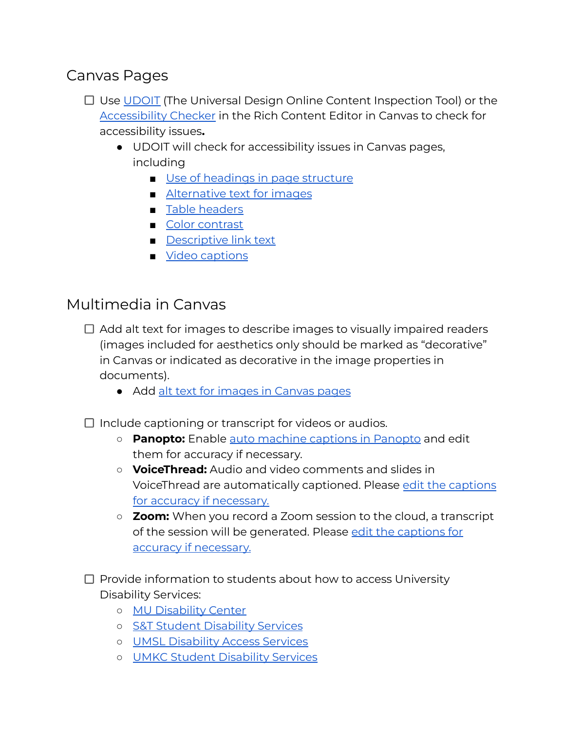## Canvas Pages

- [ ] Use UDOIT (The Universal Design Online Content Inspection Tool) or the Accessibility Checker in the Rich Content Editor in Canvas to check for accessibility issues**.**
    - UDOIT will check for accessibility issues in Canvas pages, including
        - Use of headings in page structure
        - Alternative text for images
        - Table headers
        - Color contrast
        - Descriptive link text
        - Video captions

## Multimedia in Canvas

- [ ] Add alt text for images to describe images to visually impaired readers (images included for aesthetics only should be marked as "decorative" in Canvas or indicated as decorative in the image properties in documents).
    - Add alt text for images in Canvas pages

- [ ] Include captioning or transcript for videos or audios.
    - **Panopto:** Enable auto machine captions in Panopto and edit them for accuracy if necessary.
    - **VoiceThread:** Audio and video comments and slides in VoiceThread are automatically captioned. Please edit the captions for accuracy if necessary.
    - **Zoom:** When you record a Zoom session to the cloud, a transcript of the session will be generated. Please edit the captions for accuracy if necessary.

- [ ] Provide information to students about how to access University Disability Services:
    - MU Disability Center
    - S&T Student Disability Services
    - UMSL Disability Access Services
    - UMKC Student Disability Services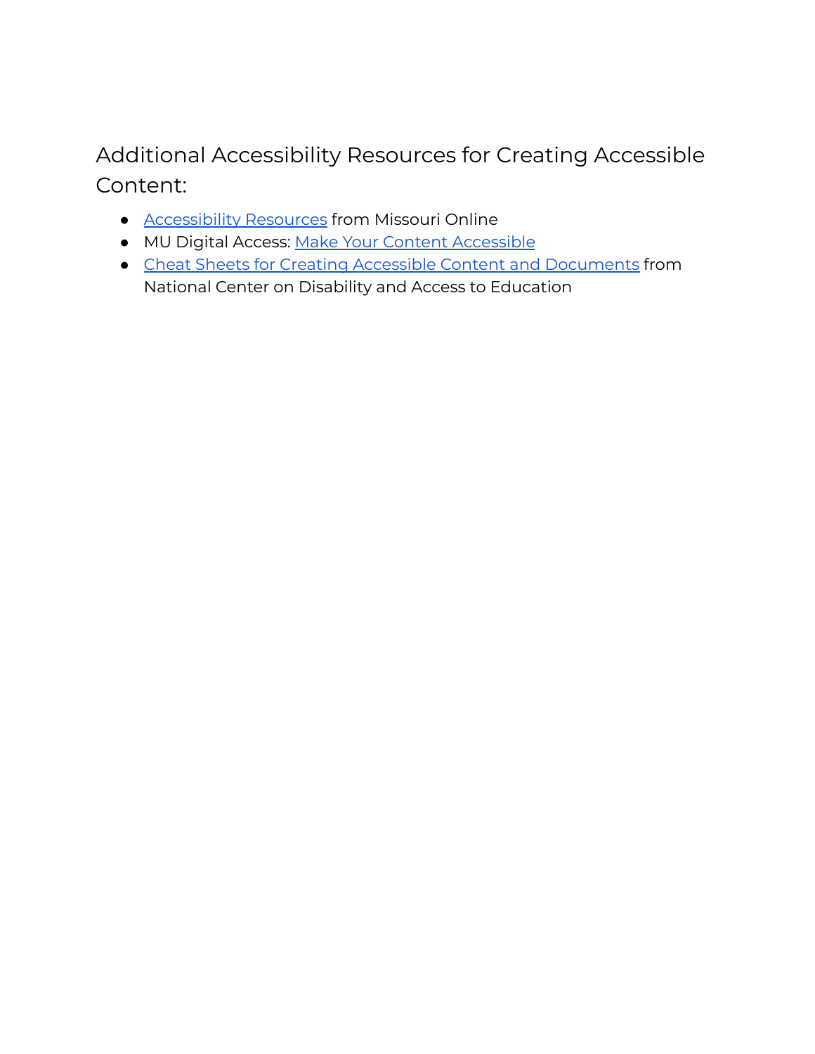## Additional Accessibility Resources for Creating Accessible Content:

- Accessibility Resources from Missouri Online
- MU Digital Access: Make Your Content Accessible
- Cheat Sheets for Creating Accessible Content and Documents from National Center on Disability and Access to Education